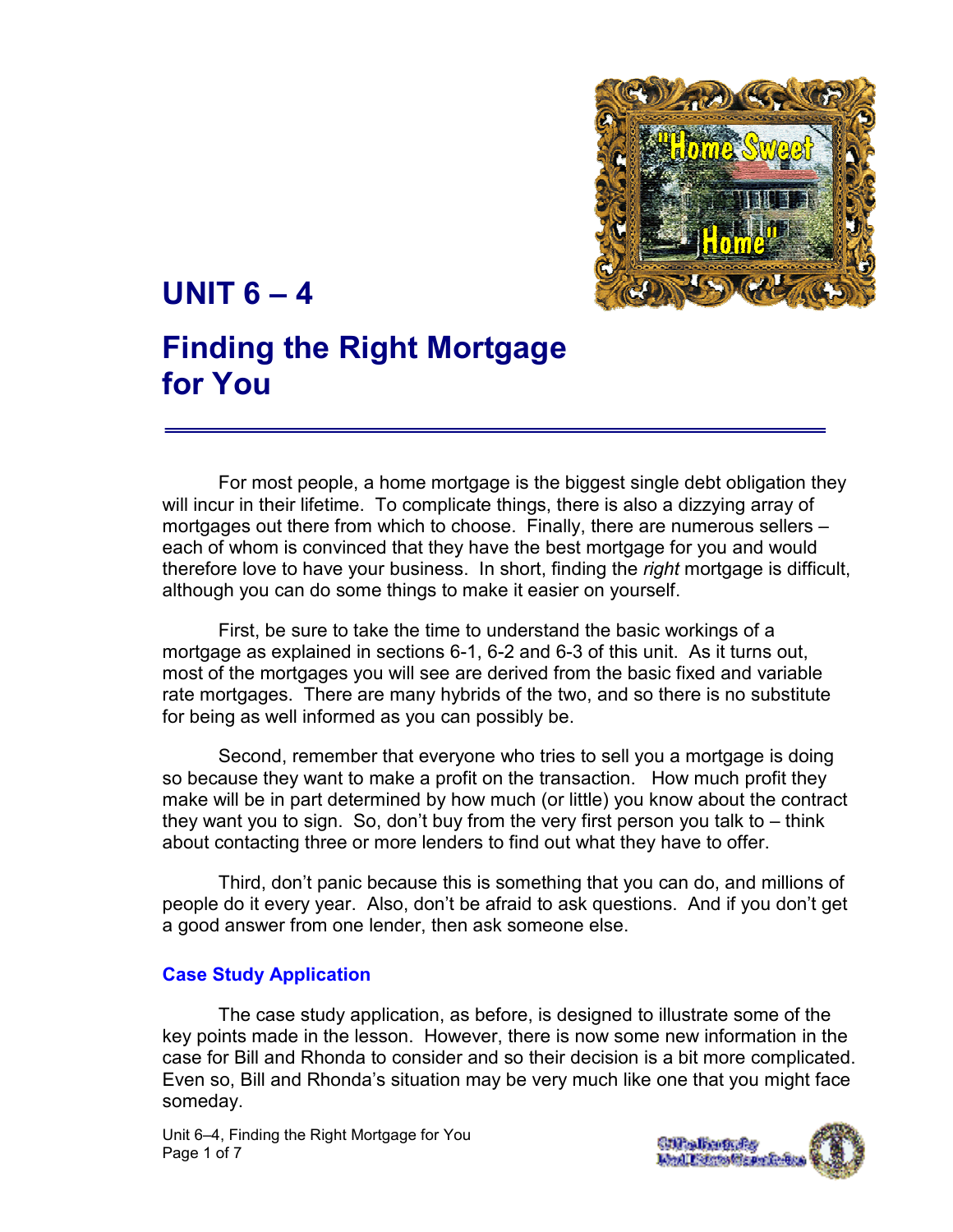# UNIT 6 – 4

# Finding the Right Mortgage for You

For most people, a home mortgage is the biggest single debt obligation they will incur in their lifetime. To complicate things, there is also a dizzying array of mortgages out there from which to choose. Finally, there are numerous sellers – each of whom is convinced that they have the best mortgage for you and would therefore love to have your business. In short, finding the *right* mortgage is difficult, although you can do some things to make it easier on yourself.

First, be sure to take the time to understand the basic workings of a mortgage as explained in sections 6-1, 6-2 and 6-3 of this unit. As it turns out, most of the mortgages you will see are derived from the basic fixed and variable rate mortgages. There are many hybrids of the two, and so there is no substitute for being as well informed as you can possibly be.

Second, remember that everyone who tries to sell you a mortgage is doing so because they want to make a profit on the transaction. How much profit they make will be in part determined by how much (or little) you know about the contract they want you to sign. So, don't buy from the very first person you talk to – think about contacting three or more lenders to find out what they have to offer.

Third, don't panic because this is something that you can do, and millions of people do it every year. Also, don't be afraid to ask questions. And if you don't get a good answer from one lender, then ask someone else.

### Case Study Application

The case study application, as before, is designed to illustrate some of the key points made in the lesson. However, there is now some new information in the case for Bill and Rhonda to consider and so their decision is a bit more complicated. Even so, Bill and Rhonda's situation may be very much like one that you might face someday.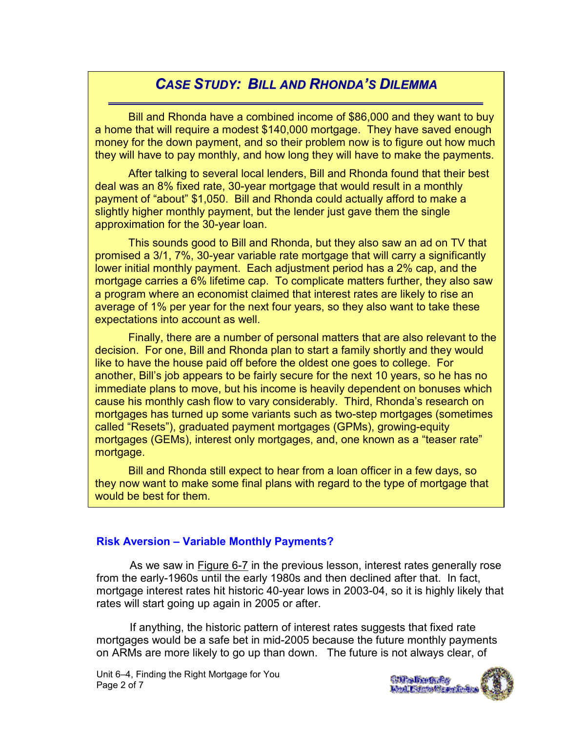## *CASE STUDY: BILL AND RHONDA'S DILEMMA*

Bill and Rhonda have a combined income of $86,000 and they want to buy a home that will require a modest $140,000 mortgage. They have saved enough money for the down payment, and so their problem now is to figure out how much they will have to pay monthly, and how long they will have to make the payments.

After talking to several local lenders, Bill and Rhonda found that their best deal was an 8% fixed rate, 30-year mortgage that would result in a monthly payment of "about" $1,050. Bill and Rhonda could actually afford to make a slightly higher monthly payment, but the lender just gave them the single approximation for the 30-year loan.

This sounds good to Bill and Rhonda, but they also saw an ad on TV that promised a 3/1, 7%, 30-year variable rate mortgage that will carry a significantly lower initial monthly payment. Each adjustment period has a 2% cap, and the mortgage carries a 6% lifetime cap. To complicate matters further, they also saw a program where an economist claimed that interest rates are likely to rise an average of 1% per year for the next four years, so they also want to take these expectations into account as well.

Finally, there are a number of personal matters that are also relevant to the decision. For one, Bill and Rhonda plan to start a family shortly and they would like to have the house paid off before the oldest one goes to college. For another, Bill's job appears to be fairly secure for the next 10 years, so he has no immediate plans to move, but his income is heavily dependent on bonuses which cause his monthly cash flow to vary considerably. Third, Rhonda's research on mortgages has turned up some variants such as two-step mortgages (sometimes called "Resets"), graduated payment mortgages (GPMs), growing-equity mortgages (GEMs), interest only mortgages, and, one known as a "teaser rate" mortgage.

Bill and Rhonda still expect to hear from a loan officer in a few days, so they now want to make some final plans with regard to the type of mortgage that would be best for them.

### Risk Aversion – Variable Monthly Payments?

As we saw in Figure 6-7 in the previous lesson, interest rates generally rose from the early-1960s until the early 1980s and then declined after that. In fact, mortgage interest rates hit historic 40-year lows in 2003-04, so it is highly likely that rates will start going up again in 2005 or after.

If anything, the historic pattern of interest rates suggests that fixed rate mortgages would be a safe bet in mid-2005 because the future monthly payments on ARMs are more likely to go up than down. The future is not always clear, of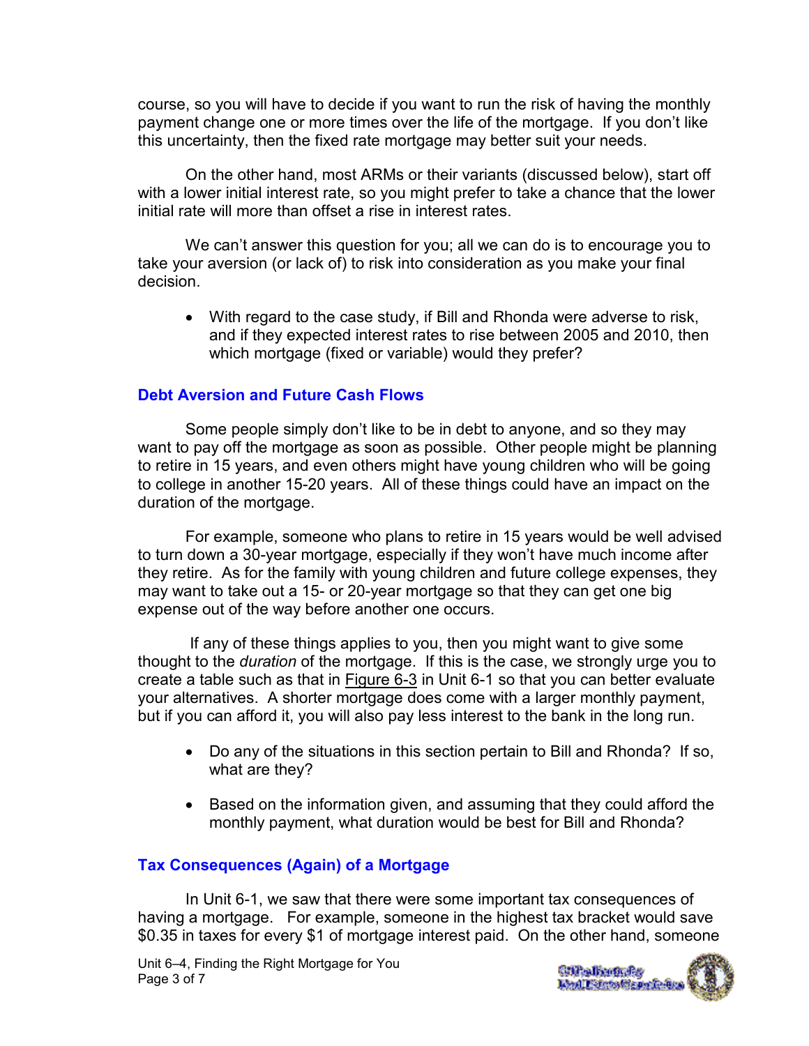course, so you will have to decide if you want to run the risk of having the monthly payment change one or more times over the life of the mortgage. If you don't like this uncertainty, then the fixed rate mortgage may better suit your needs.

On the other hand, most ARMs or their variants (discussed below), start off with a lower initial interest rate, so you might prefer to take a chance that the lower initial rate will more than offset a rise in interest rates.

We can't answer this question for you; all we can do is to encourage you to take your aversion (or lack of) to risk into consideration as you make your final decision.

- With regard to the case study, if Bill and Rhonda were adverse to risk, and if they expected interest rates to rise between 2005 and 2010, then which mortgage (fixed or variable) would they prefer?

### Debt Aversion and Future Cash Flows

Some people simply don't like to be in debt to anyone, and so they may want to pay off the mortgage as soon as possible. Other people might be planning to retire in 15 years, and even others might have young children who will be going to college in another 15-20 years. All of these things could have an impact on the duration of the mortgage.

For example, someone who plans to retire in 15 years would be well advised to turn down a 30-year mortgage, especially if they won't have much income after they retire. As for the family with young children and future college expenses, they may want to take out a 15- or 20-year mortgage so that they can get one big expense out of the way before another one occurs.

If any of these things applies to you, then you might want to give some thought to the *duration* of the mortgage. If this is the case, we strongly urge you to create a table such as that in Figure 6-3 in Unit 6-1 so that you can better evaluate your alternatives. A shorter mortgage does come with a larger monthly payment, but if you can afford it, you will also pay less interest to the bank in the long run.

- Do any of the situations in this section pertain to Bill and Rhonda? If so, what are they?
- Based on the information given, and assuming that they could afford the monthly payment, what duration would be best for Bill and Rhonda?

### Tax Consequences (Again) of a Mortgage

In Unit 6-1, we saw that there were some important tax consequences of having a mortgage. For example, someone in the highest tax bracket would save $0.35 in taxes for every $1 of mortgage interest paid. On the other hand, someone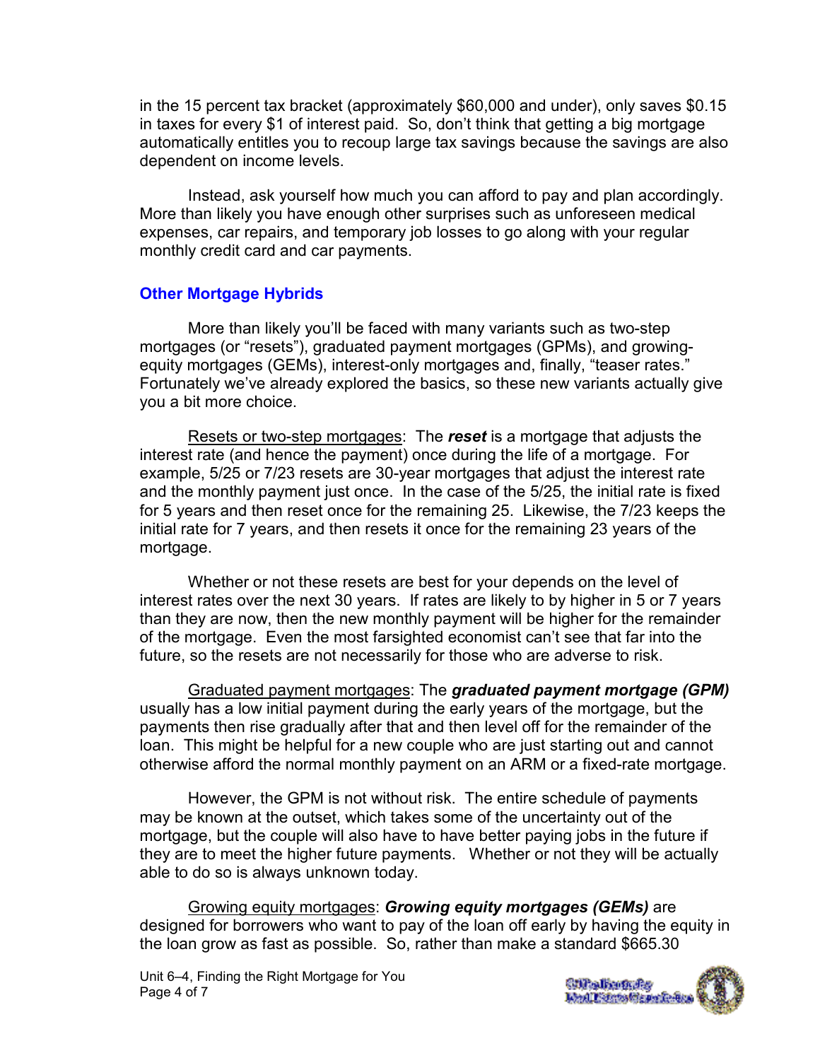in the 15 percent tax bracket (approximately $60,000 and under), only saves $0.15 in taxes for every $1 of interest paid. So, don't think that getting a big mortgage automatically entitles you to recoup large tax savings because the savings are also dependent on income levels.

Instead, ask yourself how much you can afford to pay and plan accordingly. More than likely you have enough other surprises such as unforeseen medical expenses, car repairs, and temporary job losses to go along with your regular monthly credit card and car payments.

## Other Mortgage Hybrids

More than likely you'll be faced with many variants such as two-step mortgages (or "resets"), graduated payment mortgages (GPMs), and growing-equity mortgages (GEMs), interest-only mortgages and, finally, "teaser rates." Fortunately we've already explored the basics, so these new variants actually give you a bit more choice.

Resets or two-step mortgages: The ***reset*** is a mortgage that adjusts the interest rate (and hence the payment) once during the life of a mortgage. For example, 5/25 or 7/23 resets are 30-year mortgages that adjust the interest rate and the monthly payment just once. In the case of the 5/25, the initial rate is fixed for 5 years and then reset once for the remaining 25. Likewise, the 7/23 keeps the initial rate for 7 years, and then resets it once for the remaining 23 years of the mortgage.

Whether or not these resets are best for your depends on the level of interest rates over the next 30 years. If rates are likely to by higher in 5 or 7 years than they are now, then the new monthly payment will be higher for the remainder of the mortgage. Even the most farsighted economist can't see that far into the future, so the resets are not necessarily for those who are adverse to risk.

Graduated payment mortgages: The ***graduated payment mortgage (GPM)*** usually has a low initial payment during the early years of the mortgage, but the payments then rise gradually after that and then level off for the remainder of the loan. This might be helpful for a new couple who are just starting out and cannot otherwise afford the normal monthly payment on an ARM or a fixed-rate mortgage.

However, the GPM is not without risk. The entire schedule of payments may be known at the outset, which takes some of the uncertainty out of the mortgage, but the couple will also have to have better paying jobs in the future if they are to meet the higher future payments. Whether or not they will be actually able to do so is always unknown today.

Growing equity mortgages: ***Growing equity mortgages (GEMs)*** are designed for borrowers who want to pay of the loan off early by having the equity in the loan grow as fast as possible. So, rather than make a standard $665.30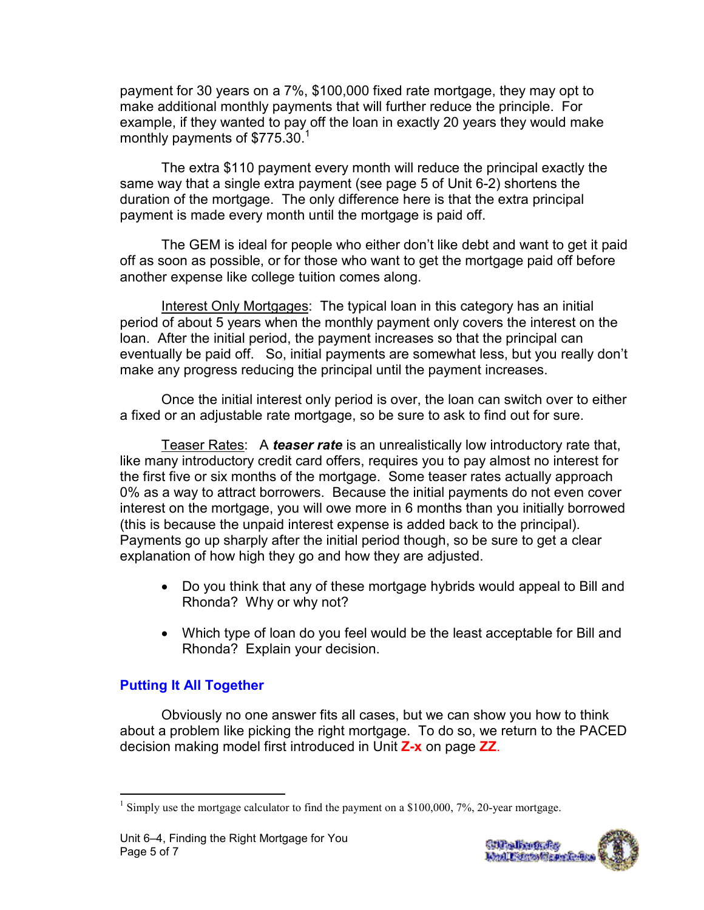payment for 30 years on a 7%, $100,000 fixed rate mortgage, they may opt to make additional monthly payments that will further reduce the principle. For example, if they wanted to pay off the loan in exactly 20 years they would make monthly payments of $775.30.[1]

The extra $110 payment every month will reduce the principal exactly the same way that a single extra payment (see page 5 of Unit 6-2) shortens the duration of the mortgage. The only difference here is that the extra principal payment is made every month until the mortgage is paid off.

The GEM is ideal for people who either don't like debt and want to get it paid off as soon as possible, or for those who want to get the mortgage paid off before another expense like college tuition comes along.

Interest Only Mortgages: The typical loan in this category has an initial period of about 5 years when the monthly payment only covers the interest on the loan. After the initial period, the payment increases so that the principal can eventually be paid off. So, initial payments are somewhat less, but you really don't make any progress reducing the principal until the payment increases.

Once the initial interest only period is over, the loan can switch over to either a fixed or an adjustable rate mortgage, so be sure to ask to find out for sure.

Teaser Rates: A ***teaser rate*** is an unrealistically low introductory rate that, like many introductory credit card offers, requires you to pay almost no interest for the first five or six months of the mortgage. Some teaser rates actually approach 0% as a way to attract borrowers. Because the initial payments do not even cover interest on the mortgage, you will owe more in 6 months than you initially borrowed (this is because the unpaid interest expense is added back to the principal). Payments go up sharply after the initial period though, so be sure to get a clear explanation of how high they go and how they are adjusted.

- Do you think that any of these mortgage hybrids would appeal to Bill and Rhonda? Why or why not?
- Which type of loan do you feel would be the least acceptable for Bill and Rhonda? Explain your decision.

## Putting It All Together

Obviously no one answer fits all cases, but we can show you how to think about a problem like picking the right mortgage. To do so, we return to the PACED decision making model first introduced in Unit **Z-x** on page **ZZ**.

---

[1] Simply use the mortgage calculator to find the payment on a $100,000, 7%, 20-year mortgage.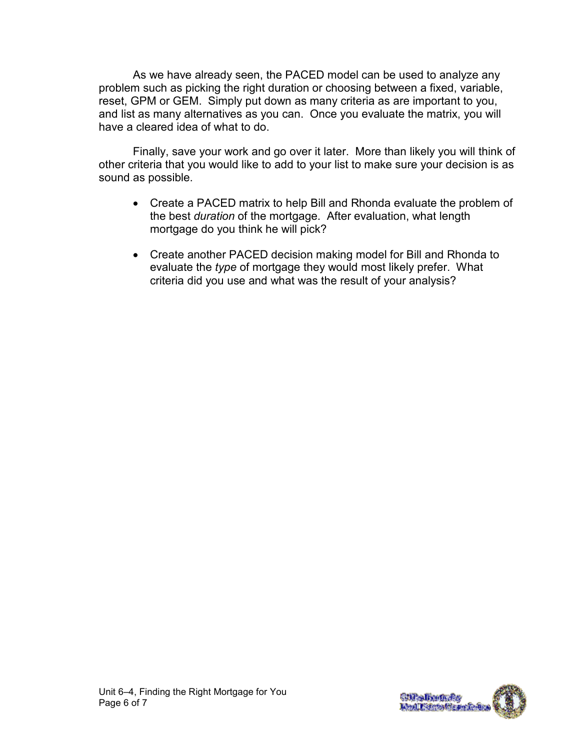As we have already seen, the PACED model can be used to analyze any problem such as picking the right duration or choosing between a fixed, variable, reset, GPM or GEM. Simply put down as many criteria as are important to you, and list as many alternatives as you can. Once you evaluate the matrix, you will have a cleared idea of what to do.

Finally, save your work and go over it later. More than likely you will think of other criteria that you would like to add to your list to make sure your decision is as sound as possible.

- Create a PACED matrix to help Bill and Rhonda evaluate the problem of the best *duration* of the mortgage. After evaluation, what length mortgage do you think he will pick?
- Create another PACED decision making model for Bill and Rhonda to evaluate the *type* of mortgage they would most likely prefer. What criteria did you use and what was the result of your analysis?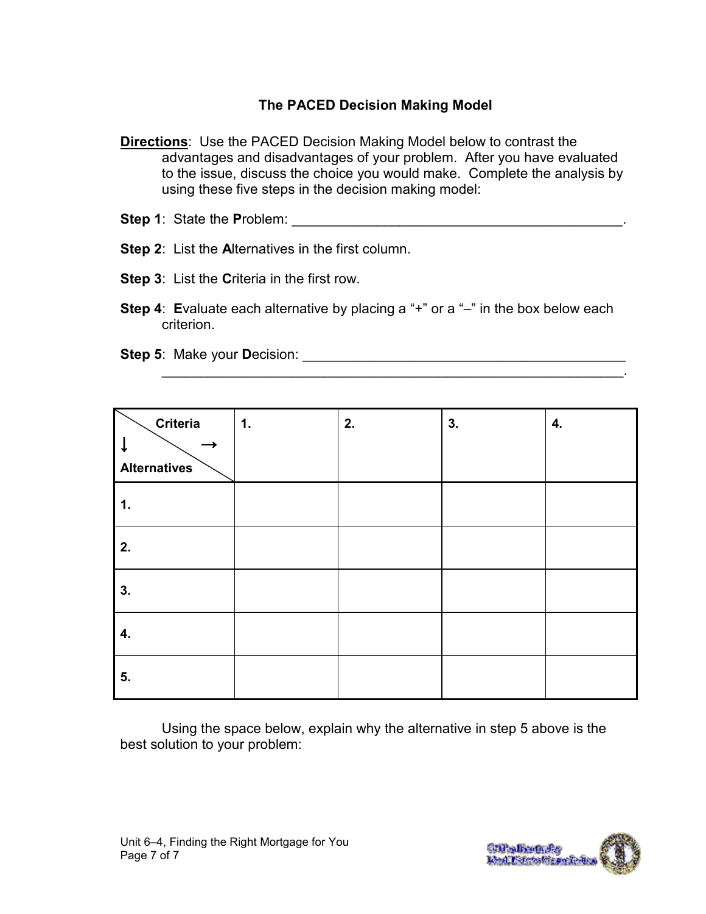## The PACED Decision Making Model

**Directions**: Use the PACED Decision Making Model below to contrast the advantages and disadvantages of your problem. After you have evaluated to the issue, discuss the choice you would make. Complete the analysis by using these five steps in the decision making model:

**Step 1**: State the **P**roblem: _____________________________________________.

**Step 2**: List the **A**lternatives in the first column.

**Step 3**: List the **C**riteria in the first row.

**Step 4**: **E**valuate each alternative by placing a "+" or a "–" in the box below each criterion.

**Step 5**: Make your **D**ecision: _____________________________________________
_______________________________________________________________.

| Criteria → / Alternatives ↓ | 1. | 2. | 3. | 4. |
|---|---|---|---|---|
| 1. | | | | |
| 2. | | | | |
| 3. | | | | |
| 4. | | | | |
| 5. | | | | |

Using the space below, explain why the alternative in step 5 above is the best solution to your problem: